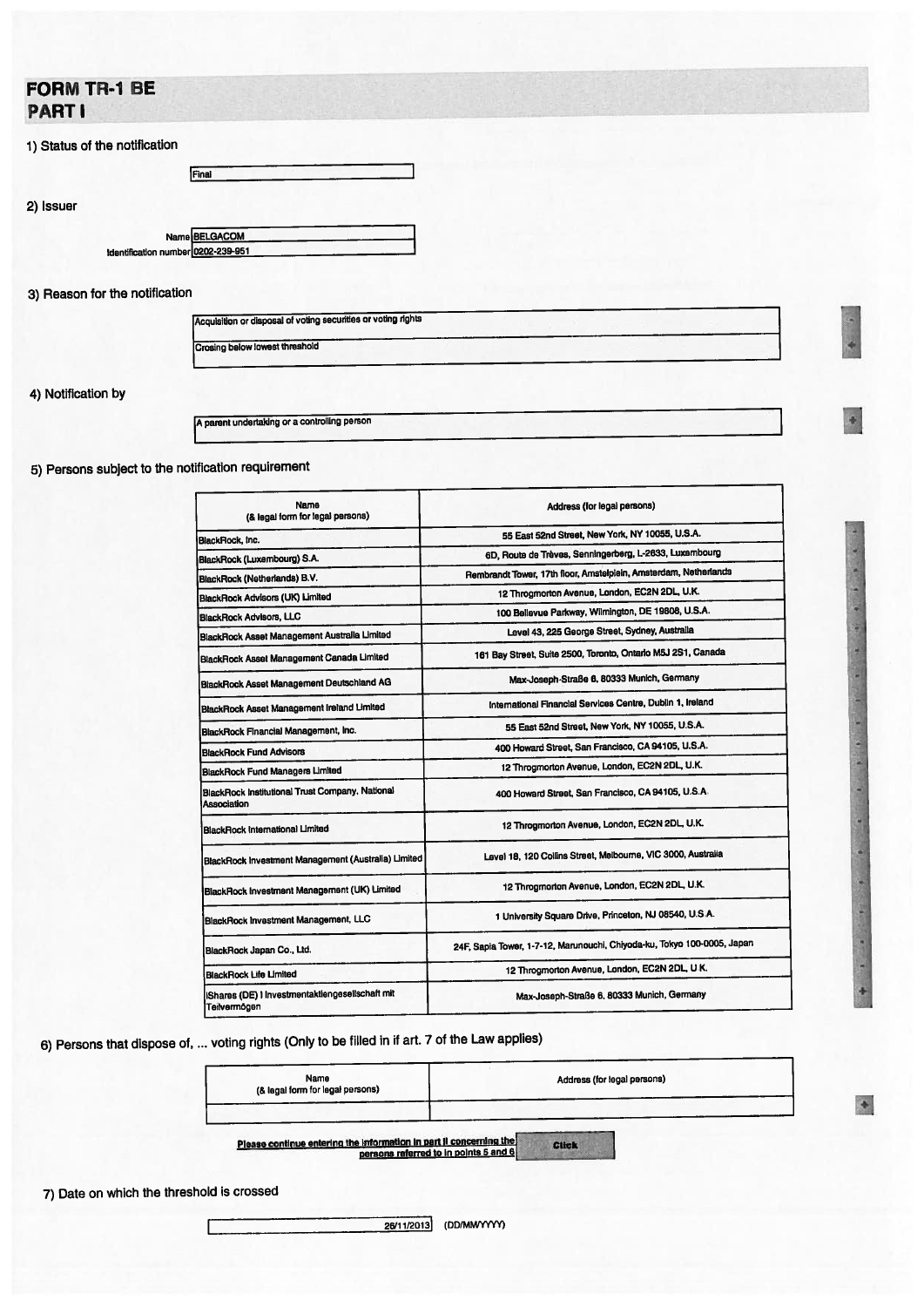# FORM TR-1 BE
## PART I

### 1) Status of the notification

Final

### 2) Issuer

Name: BELGACOM
Identification number: 0202-239-951

### 3) Reason for the notification

Acquisition or disposal of voting securities or voting rights

Crosing below lowest threshold

### 4) Notification by

A parent undertaking or a controlling person

### 5) Persons subject to the notification requirement

| Name (& legal form for legal persons) | Address (for legal persons) |
|---|---|
| BlackRock, Inc. | 55 East 52nd Street, New York, NY 10055, U.S.A. |
| BlackRock (Luxembourg) S.A. | 6D, Route de Trèves, Senningerberg, L-2633, Luxembourg |
| BlackRock (Netherlands) B.V. | Rembrandt Tower, 17th floor, Amstelplein, Amsterdam, Netherlands |
| BlackRock Advisors (UK) Limited | 12 Throgmorton Avenue, London, EC2N 2DL, U.K. |
| BlackRock Advisors, LLC | 100 Bellevue Parkway, Wilmington, DE 19808, U.S.A. |
| BlackRock Asset Management Australia Limited | Level 43, 225 George Street, Sydney, Australia |
| BlackRock Asset Management Canada Limited | 161 Bay Street, Suite 2500, Toronto, Ontario M5J 2S1, Canada |
| BlackRock Asset Management Deutschland AG | Max-Joseph-Straße 6, 80333 Munich, Germany |
| BlackRock Asset Management Ireland Limited | International Financial Services Centre, Dublin 1, Ireland |
| BlackRock Financial Management, Inc. | 55 East 52nd Street, New York, NY 10055, U.S.A. |
| BlackRock Fund Advisors | 400 Howard Street, San Francisco, CA 94105, U.S.A. |
| BlackRock Fund Managers Limited | 12 Throgmorton Avenue, London, EC2N 2DL, U.K. |
| BlackRock Institutional Trust Company, National Association | 400 Howard Street, San Francisco, CA 94105, U.S.A. |
| BlackRock International Limited | 12 Throgmorton Avenue, London, EC2N 2DL, U.K. |
| BlackRock Investment Management (Australia) Limited | Level 18, 120 Collins Street, Melbourne, VIC 3000, Australia |
| BlackRock Investment Management (UK) Limited | 12 Throgmorton Avenue, London, EC2N 2DL, U.K. |
| BlackRock Investment Management, LLC | 1 University Square Drive, Princeton, NJ 08540, U.S.A. |
| BlackRock Japan Co., Ltd. | 24F, Sapia Tower, 1-7-12, Marunouchi, Chiyoda-ku, Tokyo 100-0005, Japan |
| BlackRock Life Limited | 12 Throgmorton Avenue, London, EC2N 2DL, U.K. |
| iShares (DE) I Investmentaktiengesellschaft mit Teilvermögen | Max-Joseph-Straße 6, 80333 Munich, Germany |

### 6) Persons that dispose of, ... voting rights (Only to be filled in if art. 7 of the Law applies)

| Name (& legal form for legal persons) | Address (for legal persons) |
|---|---|
| | |

Please continue entering the information in part II concerning the persons referred to in points 5 and 6 — Click

### 7) Date on which the threshold is crossed

26/11/2013 (DD/MM/YYYY)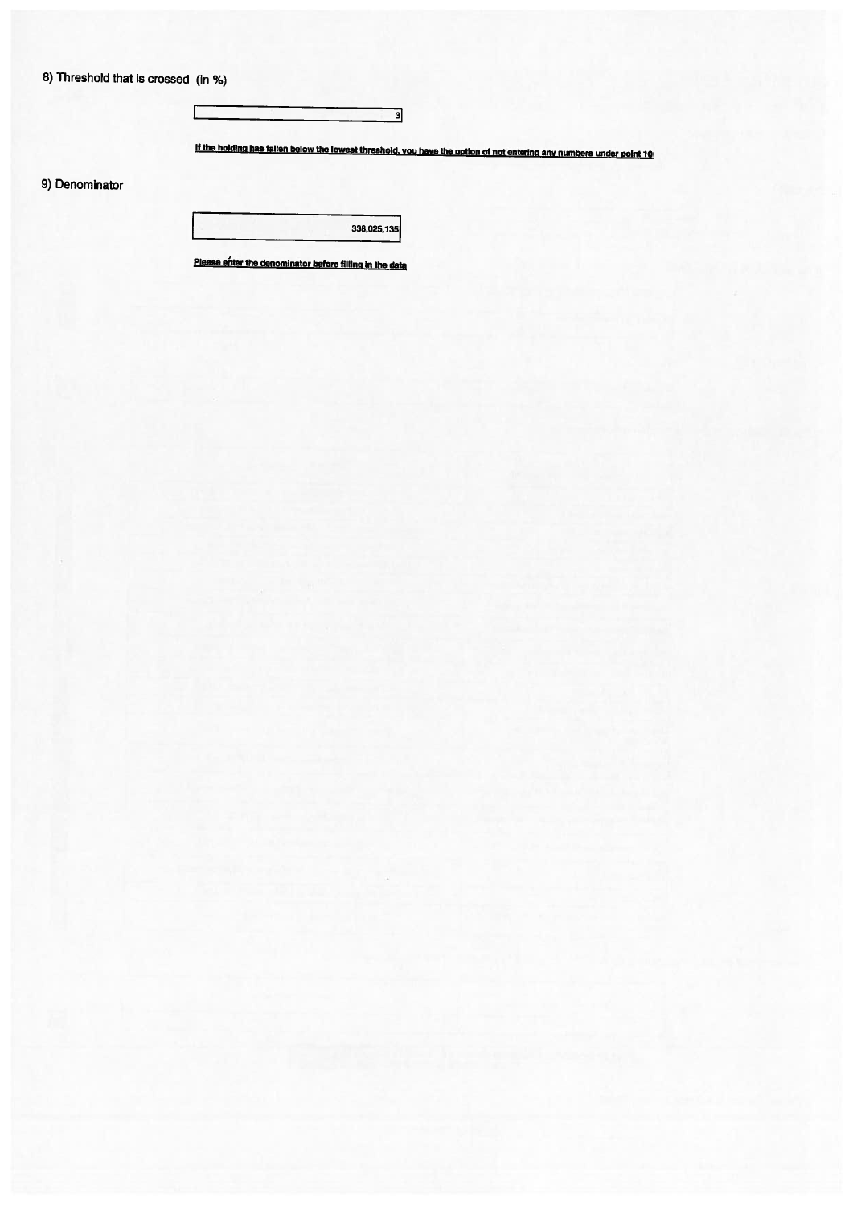8) Threshold that is crossed (in %)

| 3 |
|---|

**If the holding has fallen below the lowest threshold, you have the option of not entering any numbers under point 10**

9) Denominator

| 338,025,135 |
|---|

**Please enter the denominator before filling in the data**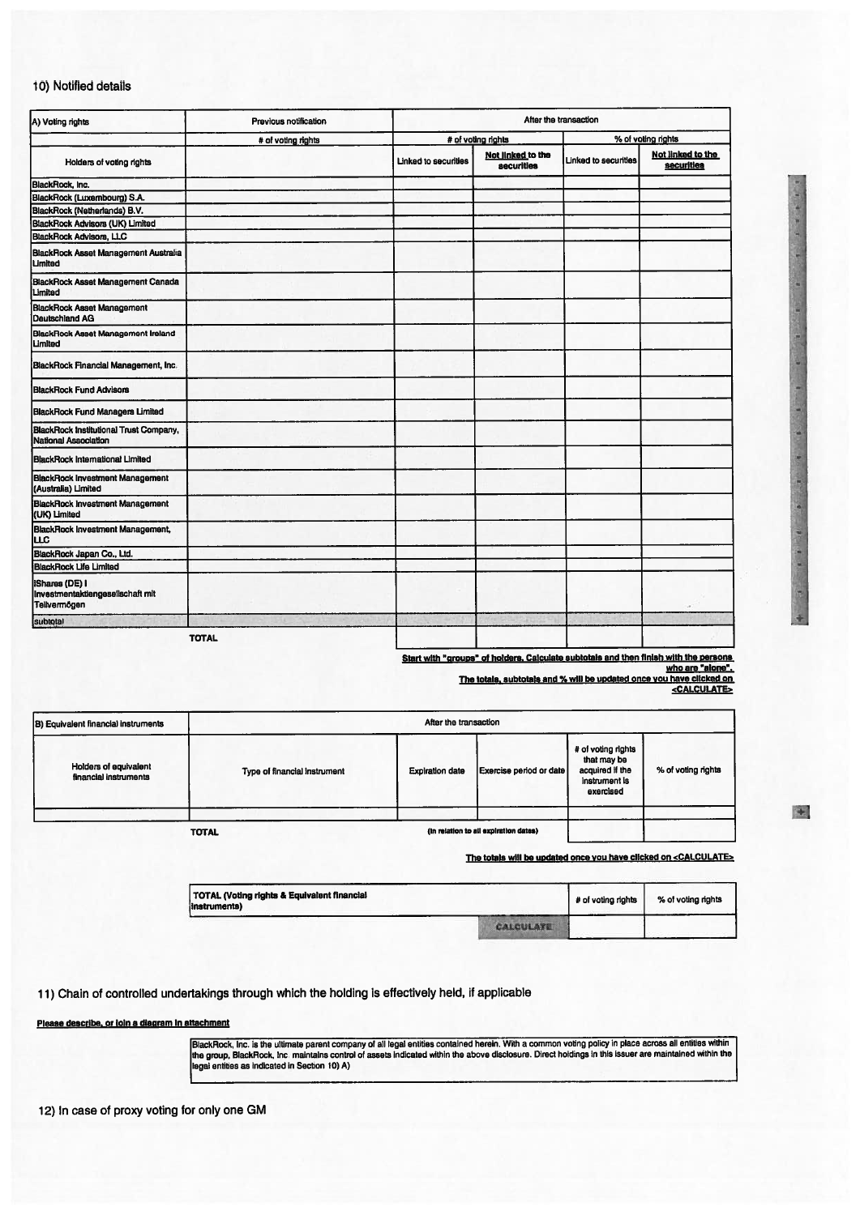## 10) Notified details

| A) Voting rights | Previous notification | After the transaction | | | |
|---|---|---|---|---|---|
| | # of voting rights | # of voting rights | | % of voting rights | |
| Holders of voting rights | | Linked to securities | Not linked to the securities | Linked to securities | Not linked to the securities |
| BlackRock, Inc. | | | | | |
| BlackRock (Luxembourg) S.A. | | | | | |
| BlackRock (Netherlands) B.V. | | | | | |
| BlackRock Advisors (UK) Limited | | | | | |
| BlackRock Advisors, LLC | | | | | |
| BlackRock Asset Management Australia Limited | | | | | |
| BlackRock Asset Management Canada Limited | | | | | |
| BlackRock Asset Management Deutschland AG | | | | | |
| BlackRock Asset Management Ireland Limited | | | | | |
| BlackRock Financial Management, Inc. | | | | | |
| BlackRock Fund Advisors | | | | | |
| BlackRock Fund Managers Limited | | | | | |
| BlackRock Institutional Trust Company, National Association | | | | | |
| BlackRock International Limited | | | | | |
| BlackRock Investment Management (Australia) Limited | | | | | |
| BlackRock Investment Management (UK) Limited | | | | | |
| BlackRock Investment Management, LLC | | | | | |
| BlackRock Japan Co., Ltd. | | | | | |
| BlackRock Life Limited | | | | | |
| iShares (DE) I Investmentaktiengesellschaft mit Teilvermögen | | | | | |
| subtotal | | | | | |
| | TOTAL | | | | |

Start with "groups" of holders. Calculate subtotals and then finish with the persons who are "alone".
The totals, subtotals and % will be updated once you have clicked on <CALCULATE>

| B) Equivalent financial instruments | After the transaction | | | | |
|---|---|---|---|---|---|
| Holders of equivalent financial instruments | Type of financial instrument | Expiration date | Exercise period or date | # of voting rights that may be acquired if the instrument is exercised | % of voting rights |
| | | | | | |
| | TOTAL | (in relation to all expiration dates) | | | |

The totals will be updated once you have clicked on <CALCULATE>

| TOTAL (Voting rights & Equivalent financial instruments) | | # of voting rights | % of voting rights |
|---|---|---|---|
| | CALCULATE | | |

## 11) Chain of controlled undertakings through which the holding is effectively held, if applicable

**Please describe, or join a diagram in attachment**

BlackRock, Inc. is the ultimate parent company of all legal entities contained herein. With a common voting policy in place across all entities within the group, BlackRock, Inc maintains control of assets indicated within the above disclosure. Direct holdings in this issuer are maintained within the legal entities as indicated in Section 10) A)

## 12) In case of proxy voting for only one GM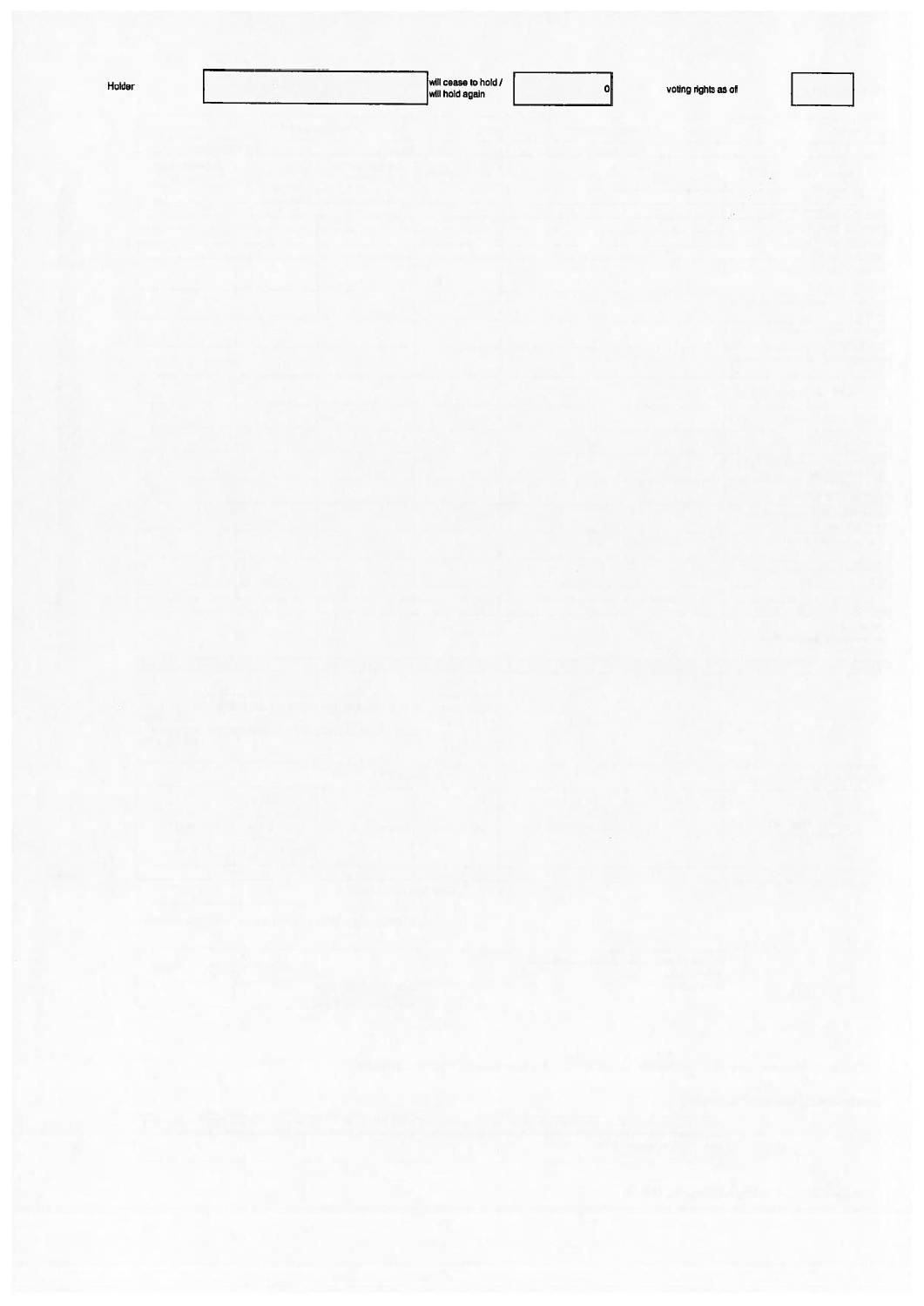| Holder | | will cease to hold / will hold again | 0 | voting rights as of | |
|---|---|---|---|---|---|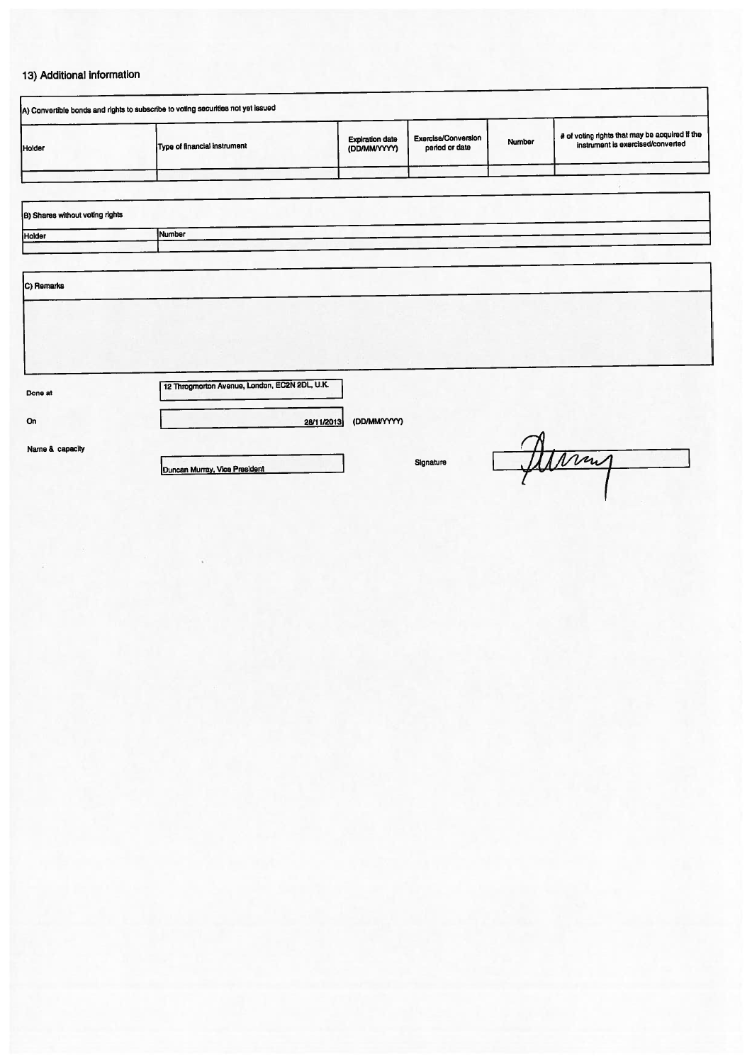## 13) Additional information

A) Convertible bonds and rights to subscribe to voting securities not yet issued

| Holder | Type of financial instrument | Expiration date (DD/MM/YYYY) | Exercise/Conversion period or date | Number | # of voting rights that may be acquired if the instrument is exercised/converted |
|---|---|---|---|---|---|
| | | | | | |

B) Shares without voting rights

| Holder | Number |
|---|---|
| | |

C) Remarks

| Done at | 12 Throgmorton Avenue, London, EC2N 2DL, U.K. |
|---|---|
| On | 28/11/2013 (DD/MM/YYYY) |
| Name & capacity | Duncan Murray, Vice President |
| Signature | [signature] |